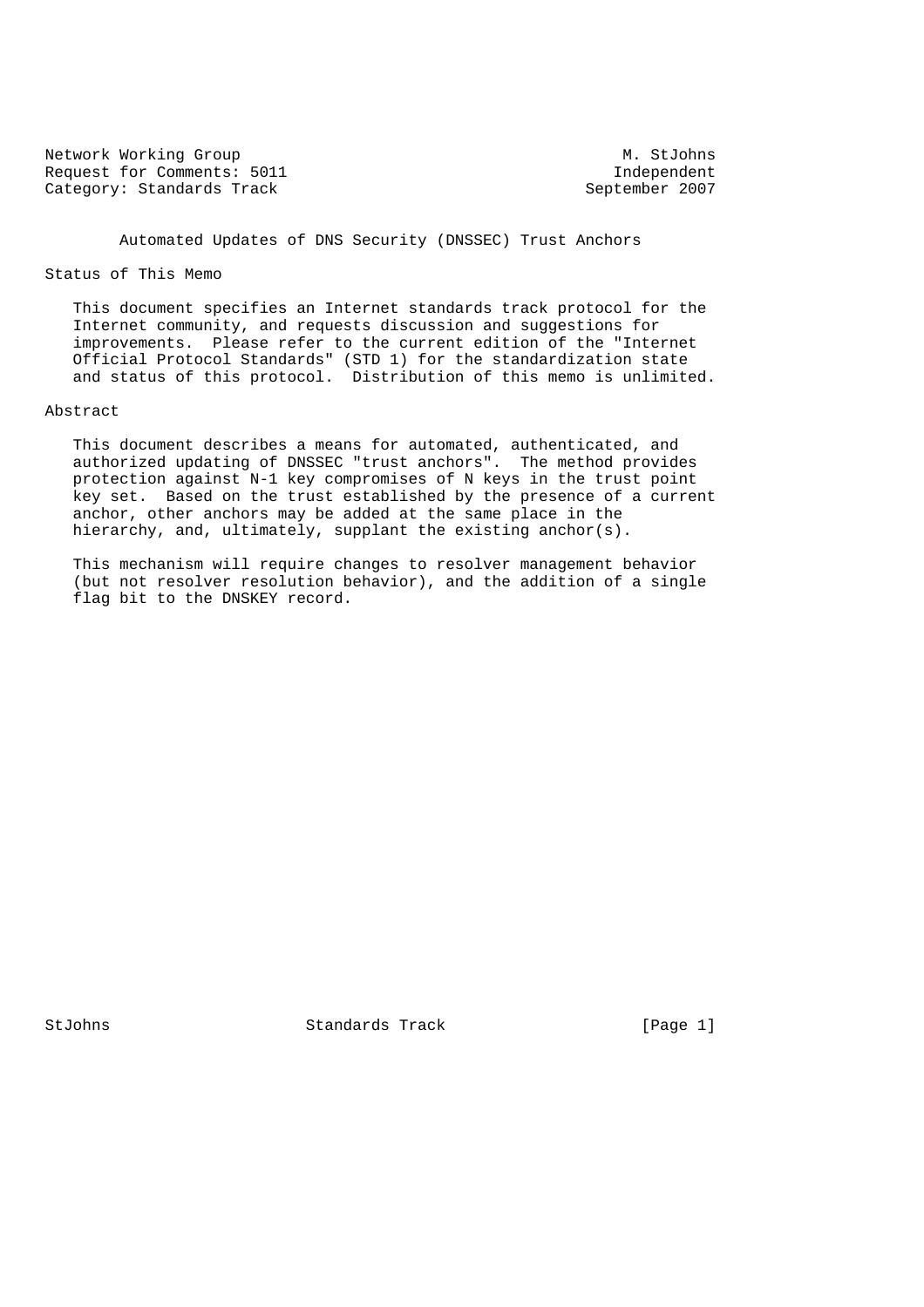Network Working Group M. StJohns
Request for Comments: 5011 Independent
Category: Standards Track September 2007

# Automated Updates of DNS Security (DNSSEC) Trust Anchors

## Status of This Memo

This document specifies an Internet standards track protocol for the Internet community, and requests discussion and suggestions for improvements. Please refer to the current edition of the "Internet Official Protocol Standards" (STD 1) for the standardization state and status of this protocol. Distribution of this memo is unlimited.

## Abstract

This document describes a means for automated, authenticated, and authorized updating of DNSSEC "trust anchors". The method provides protection against N-1 key compromises of N keys in the trust point key set. Based on the trust established by the presence of a current anchor, other anchors may be added at the same place in the hierarchy, and, ultimately, supplant the existing anchor(s).

This mechanism will require changes to resolver management behavior (but not resolver resolution behavior), and the addition of a single flag bit to the DNSKEY record.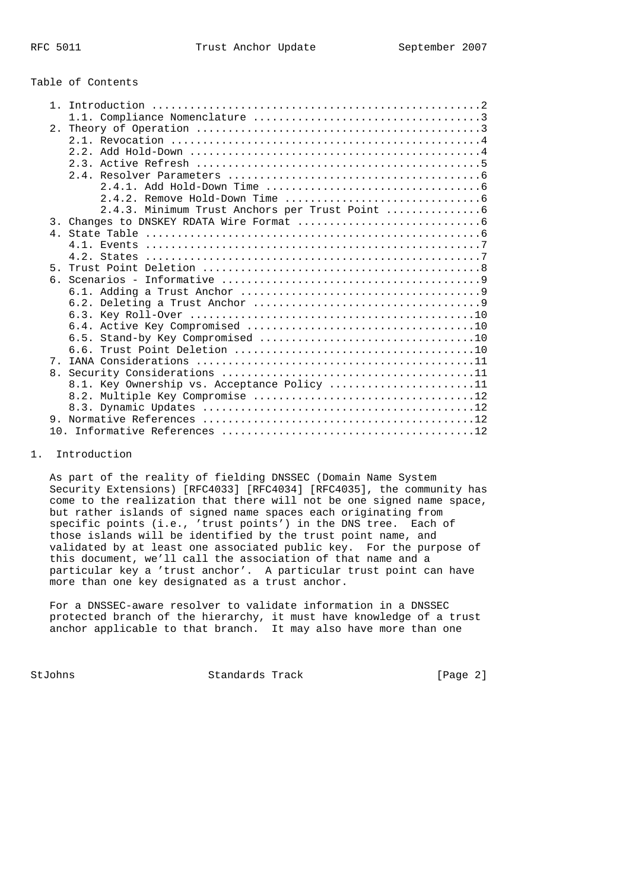Table of Contents

```
   1. Introduction ....................................................2
      1.1. Compliance Nomenclature ....................................3
   2. Theory of Operation .............................................3
      2.1. Revocation .................................................4
      2.2. Add Hold-Down ..............................................4
      2.3. Active Refresh .............................................5
      2.4. Resolver Parameters ........................................6
           2.4.1. Add Hold-Down Time ..................................6
           2.4.2. Remove Hold-Down Time ...............................6
           2.4.3. Minimum Trust Anchors per Trust Point ...............6
   3. Changes to DNSKEY RDATA Wire Format .............................6
   4. State Table .....................................................6
      4.1. Events .....................................................7
      4.2. States .....................................................7
   5. Trust Point Deletion ............................................8
   6. Scenarios - Informative .........................................9
      6.1. Adding a Trust Anchor ......................................9
      6.2. Deleting a Trust Anchor ....................................9
      6.3. Key Roll-Over .............................................10
      6.4. Active Key Compromised ....................................10
      6.5. Stand-by Key Compromised ..................................10
      6.6. Trust Point Deletion ......................................10
   7. IANA Considerations ............................................11
   8. Security Considerations ........................................11
      8.1. Key Ownership vs. Acceptance Policy .......................11
      8.2. Multiple Key Compromise ...................................12
      8.3. Dynamic Updates ...........................................12
   9. Normative References ...........................................12
   10. Informative References ........................................12
```

## 1. Introduction

As part of the reality of fielding DNSSEC (Domain Name System Security Extensions) [RFC4033] [RFC4034] [RFC4035], the community has come to the realization that there will not be one signed name space, but rather islands of signed name spaces each originating from specific points (i.e., 'trust points') in the DNS tree. Each of those islands will be identified by the trust point name, and validated by at least one associated public key. For the purpose of this document, we'll call the association of that name and a particular key a 'trust anchor'. A particular trust point can have more than one key designated as a trust anchor.

For a DNSSEC-aware resolver to validate information in a DNSSEC protected branch of the hierarchy, it must have knowledge of a trust anchor applicable to that branch. It may also have more than one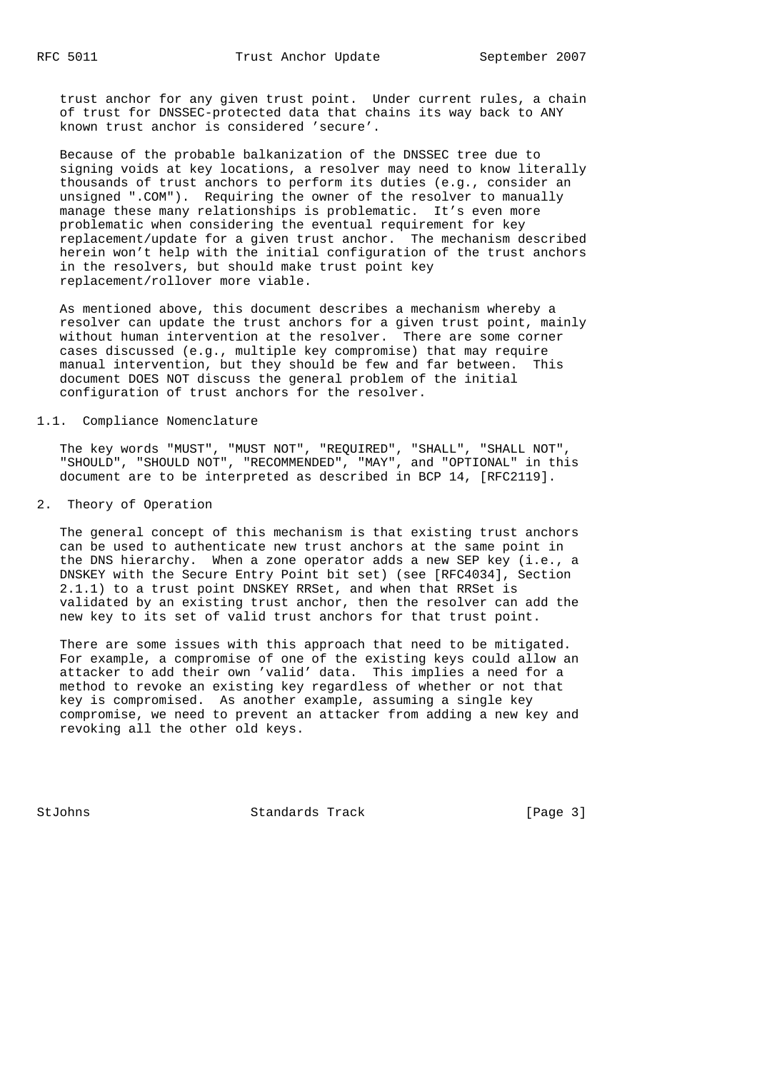trust anchor for any given trust point. Under current rules, a chain of trust for DNSSEC-protected data that chains its way back to ANY known trust anchor is considered 'secure'.

Because of the probable balkanization of the DNSSEC tree due to signing voids at key locations, a resolver may need to know literally thousands of trust anchors to perform its duties (e.g., consider an unsigned ".COM"). Requiring the owner of the resolver to manually manage these many relationships is problematic. It's even more problematic when considering the eventual requirement for key replacement/update for a given trust anchor. The mechanism described herein won't help with the initial configuration of the trust anchors in the resolvers, but should make trust point key replacement/rollover more viable.

As mentioned above, this document describes a mechanism whereby a resolver can update the trust anchors for a given trust point, mainly without human intervention at the resolver. There are some corner cases discussed (e.g., multiple key compromise) that may require manual intervention, but they should be few and far between. This document DOES NOT discuss the general problem of the initial configuration of trust anchors for the resolver.

### 1.1. Compliance Nomenclature

The key words "MUST", "MUST NOT", "REQUIRED", "SHALL", "SHALL NOT", "SHOULD", "SHOULD NOT", "RECOMMENDED", "MAY", and "OPTIONAL" in this document are to be interpreted as described in BCP 14, [RFC2119].

## 2. Theory of Operation

The general concept of this mechanism is that existing trust anchors can be used to authenticate new trust anchors at the same point in the DNS hierarchy. When a zone operator adds a new SEP key (i.e., a DNSKEY with the Secure Entry Point bit set) (see [RFC4034], Section 2.1.1) to a trust point DNSKEY RRSet, and when that RRSet is validated by an existing trust anchor, then the resolver can add the new key to its set of valid trust anchors for that trust point.

There are some issues with this approach that need to be mitigated. For example, a compromise of one of the existing keys could allow an attacker to add their own 'valid' data. This implies a need for a method to revoke an existing key regardless of whether or not that key is compromised. As another example, assuming a single key compromise, we need to prevent an attacker from adding a new key and revoking all the other old keys.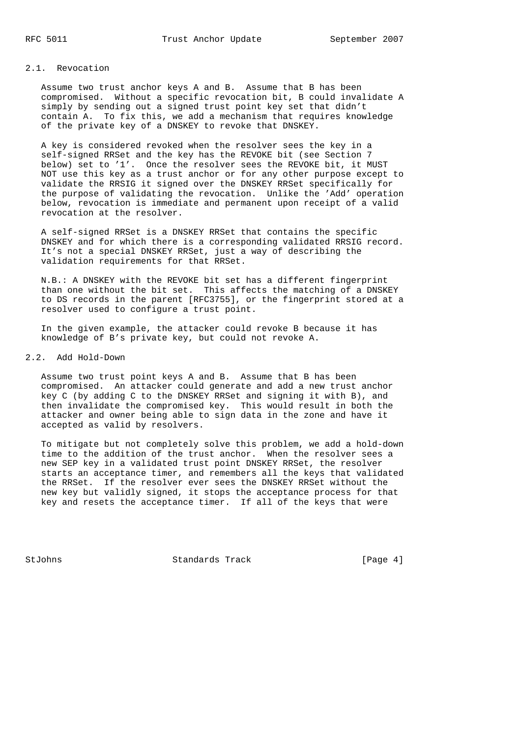## 2.1. Revocation

Assume two trust anchor keys A and B. Assume that B has been compromised. Without a specific revocation bit, B could invalidate A simply by sending out a signed trust point key set that didn't contain A. To fix this, we add a mechanism that requires knowledge of the private key of a DNSKEY to revoke that DNSKEY.

A key is considered revoked when the resolver sees the key in a self-signed RRSet and the key has the REVOKE bit (see Section 7 below) set to '1'. Once the resolver sees the REVOKE bit, it MUST NOT use this key as a trust anchor or for any other purpose except to validate the RRSIG it signed over the DNSKEY RRSet specifically for the purpose of validating the revocation. Unlike the 'Add' operation below, revocation is immediate and permanent upon receipt of a valid revocation at the resolver.

A self-signed RRSet is a DNSKEY RRSet that contains the specific DNSKEY and for which there is a corresponding validated RRSIG record. It's not a special DNSKEY RRSet, just a way of describing the validation requirements for that RRSet.

N.B.: A DNSKEY with the REVOKE bit set has a different fingerprint than one without the bit set. This affects the matching of a DNSKEY to DS records in the parent [RFC3755], or the fingerprint stored at a resolver used to configure a trust point.

In the given example, the attacker could revoke B because it has knowledge of B's private key, but could not revoke A.

## 2.2. Add Hold-Down

Assume two trust point keys A and B. Assume that B has been compromised. An attacker could generate and add a new trust anchor key C (by adding C to the DNSKEY RRSet and signing it with B), and then invalidate the compromised key. This would result in both the attacker and owner being able to sign data in the zone and have it accepted as valid by resolvers.

To mitigate but not completely solve this problem, we add a hold-down time to the addition of the trust anchor. When the resolver sees a new SEP key in a validated trust point DNSKEY RRSet, the resolver starts an acceptance timer, and remembers all the keys that validated the RRSet. If the resolver ever sees the DNSKEY RRSet without the new key but validly signed, it stops the acceptance process for that key and resets the acceptance timer. If all of the keys that were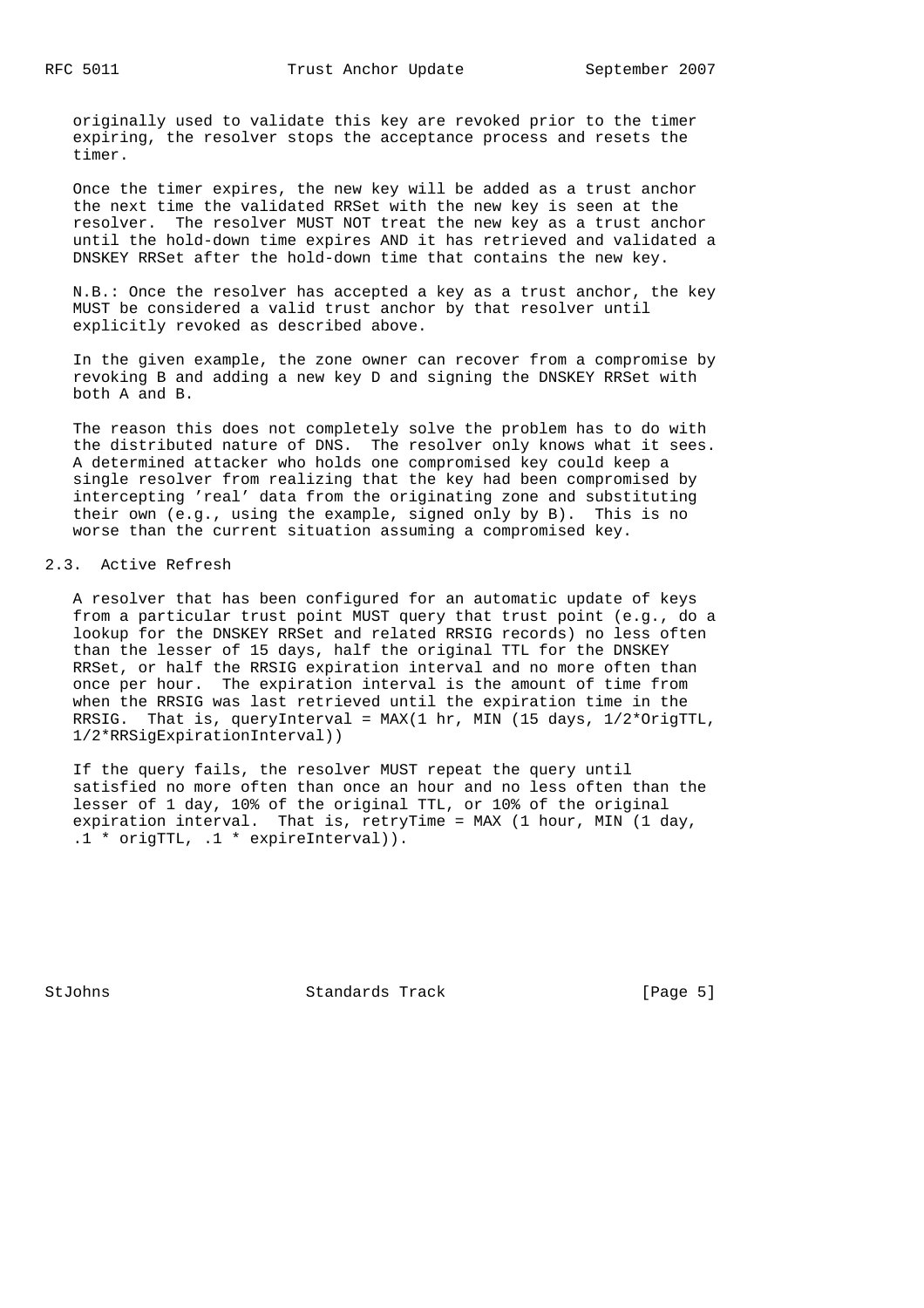originally used to validate this key are revoked prior to the timer expiring, the resolver stops the acceptance process and resets the timer.

Once the timer expires, the new key will be added as a trust anchor the next time the validated RRSet with the new key is seen at the resolver. The resolver MUST NOT treat the new key as a trust anchor until the hold-down time expires AND it has retrieved and validated a DNSKEY RRSet after the hold-down time that contains the new key.

N.B.: Once the resolver has accepted a key as a trust anchor, the key MUST be considered a valid trust anchor by that resolver until explicitly revoked as described above.

In the given example, the zone owner can recover from a compromise by revoking B and adding a new key D and signing the DNSKEY RRSet with both A and B.

The reason this does not completely solve the problem has to do with the distributed nature of DNS. The resolver only knows what it sees. A determined attacker who holds one compromised key could keep a single resolver from realizing that the key had been compromised by intercepting 'real' data from the originating zone and substituting their own (e.g., using the example, signed only by B). This is no worse than the current situation assuming a compromised key.

## 2.3. Active Refresh

A resolver that has been configured for an automatic update of keys from a particular trust point MUST query that trust point (e.g., do a lookup for the DNSKEY RRSet and related RRSIG records) no less often than the lesser of 15 days, half the original TTL for the DNSKEY RRSet, or half the RRSIG expiration interval and no more often than once per hour. The expiration interval is the amount of time from when the RRSIG was last retrieved until the expiration time in the RRSIG. That is, queryInterval = MAX(1 hr, MIN (15 days, 1/2*OrigTTL, 1/2*RRSigExpirationInterval))

If the query fails, the resolver MUST repeat the query until satisfied no more often than once an hour and no less often than the lesser of 1 day, 10% of the original TTL, or 10% of the original expiration interval. That is, retryTime = MAX (1 hour, MIN (1 day, .1 * origTTL, .1 * expireInterval)).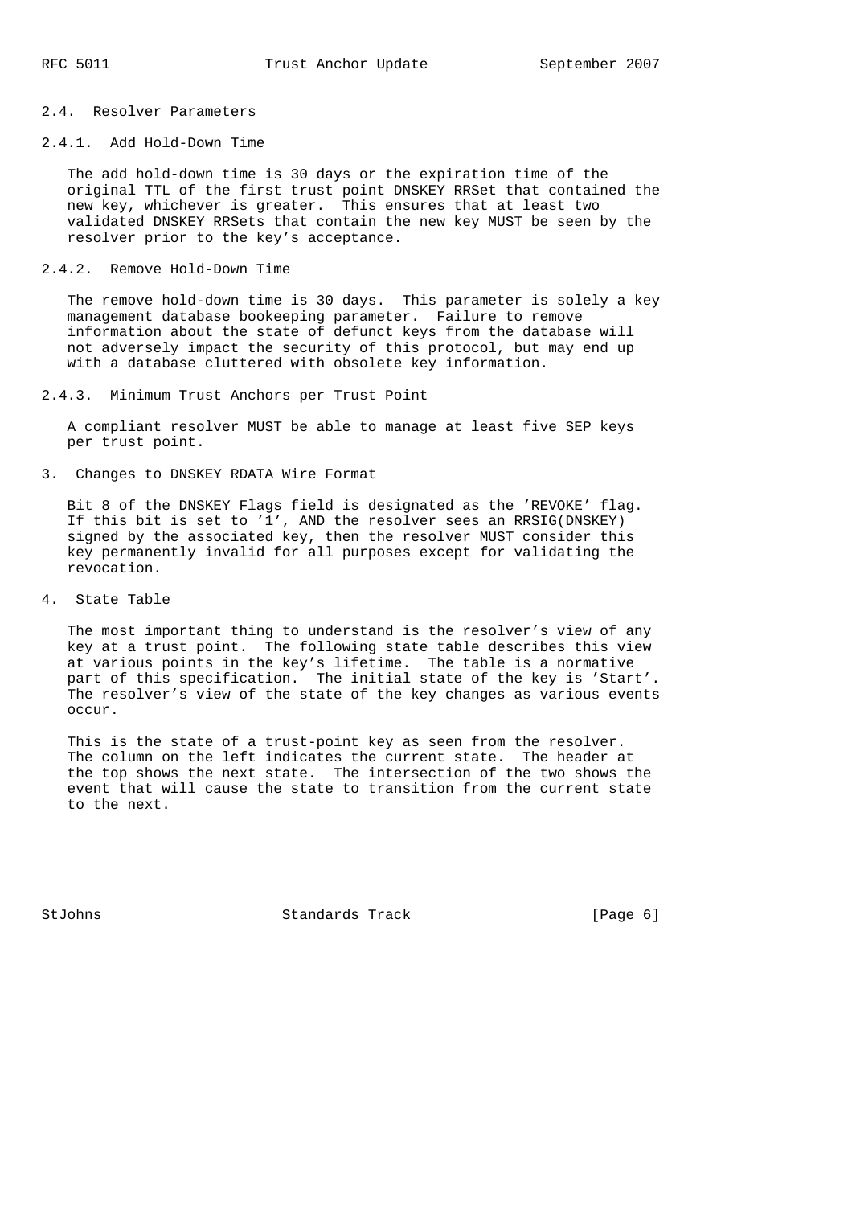## 2.4. Resolver Parameters

### 2.4.1. Add Hold-Down Time

The add hold-down time is 30 days or the expiration time of the original TTL of the first trust point DNSKEY RRSet that contained the new key, whichever is greater. This ensures that at least two validated DNSKEY RRSets that contain the new key MUST be seen by the resolver prior to the key's acceptance.

### 2.4.2. Remove Hold-Down Time

The remove hold-down time is 30 days. This parameter is solely a key management database bookeeping parameter. Failure to remove information about the state of defunct keys from the database will not adversely impact the security of this protocol, but may end up with a database cluttered with obsolete key information.

### 2.4.3. Minimum Trust Anchors per Trust Point

A compliant resolver MUST be able to manage at least five SEP keys per trust point.

# 3. Changes to DNSKEY RDATA Wire Format

Bit 8 of the DNSKEY Flags field is designated as the 'REVOKE' flag. If this bit is set to '1', AND the resolver sees an RRSIG(DNSKEY) signed by the associated key, then the resolver MUST consider this key permanently invalid for all purposes except for validating the revocation.

# 4. State Table

The most important thing to understand is the resolver's view of any key at a trust point. The following state table describes this view at various points in the key's lifetime. The table is a normative part of this specification. The initial state of the key is 'Start'. The resolver's view of the state of the key changes as various events occur.

This is the state of a trust-point key as seen from the resolver. The column on the left indicates the current state. The header at the top shows the next state. The intersection of the two shows the event that will cause the state to transition from the current state to the next.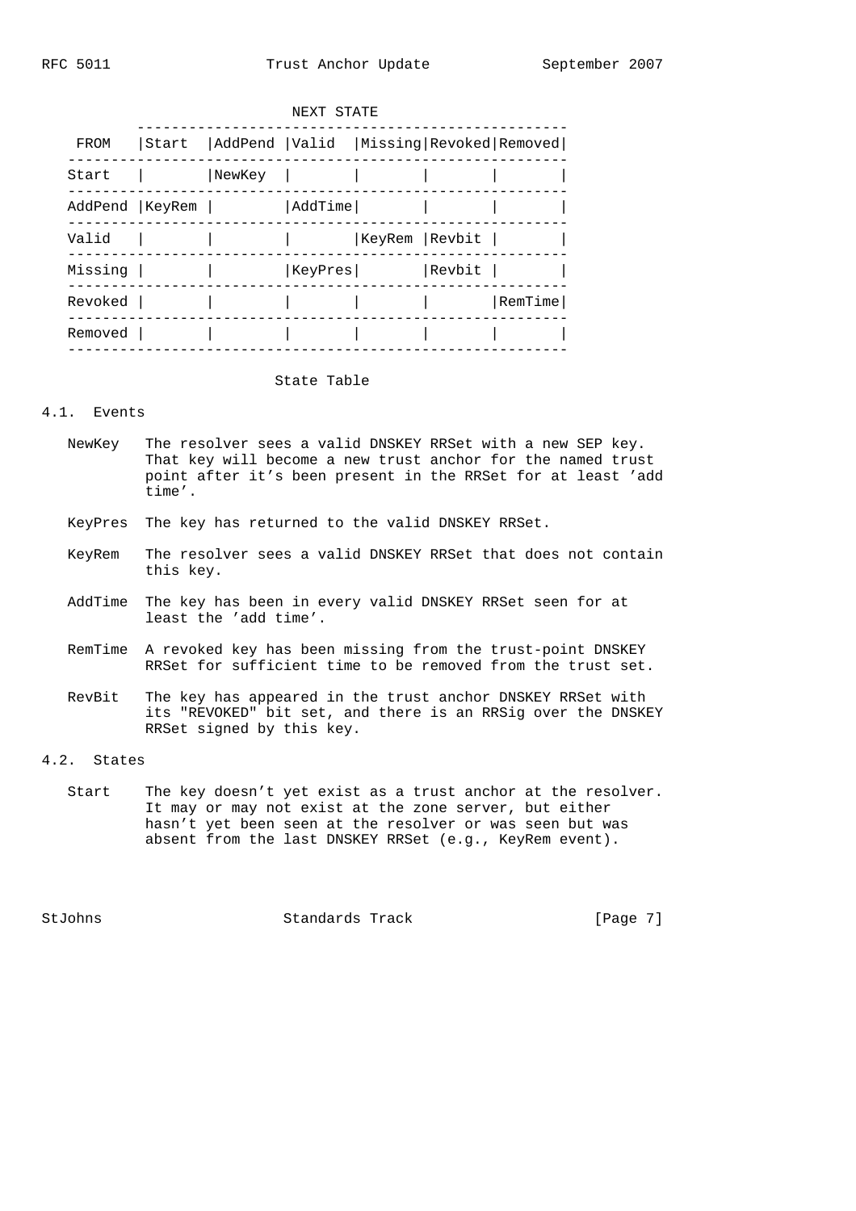NEXT STATE

| FROM | Start | AddPend | Valid | Missing | Revoked | Removed |
|---|---|---|---|---|---|---|
| Start | | NewKey | | | | |
| AddPend | KeyRem | | AddTime | | | |
| Valid | | | | KeyRem | Revbit | |
| Missing | | | KeyPres | | Revbit | |
| Revoked | | | | | | RemTime |
| Removed | | | | | | |

State Table

## 4.1. Events

NewKey The resolver sees a valid DNSKEY RRSet with a new SEP key. That key will become a new trust anchor for the named trust point after it's been present in the RRSet for at least 'add time'.

KeyPres The key has returned to the valid DNSKEY RRSet.

KeyRem The resolver sees a valid DNSKEY RRSet that does not contain this key.

AddTime The key has been in every valid DNSKEY RRSet seen for at least the 'add time'.

RemTime A revoked key has been missing from the trust-point DNSKEY RRSet for sufficient time to be removed from the trust set.

RevBit The key has appeared in the trust anchor DNSKEY RRSet with its "REVOKED" bit set, and there is an RRSig over the DNSKEY RRSet signed by this key.

## 4.2. States

Start The key doesn't yet exist as a trust anchor at the resolver. It may or may not exist at the zone server, but either hasn't yet been seen at the resolver or was seen but was absent from the last DNSKEY RRSet (e.g., KeyRem event).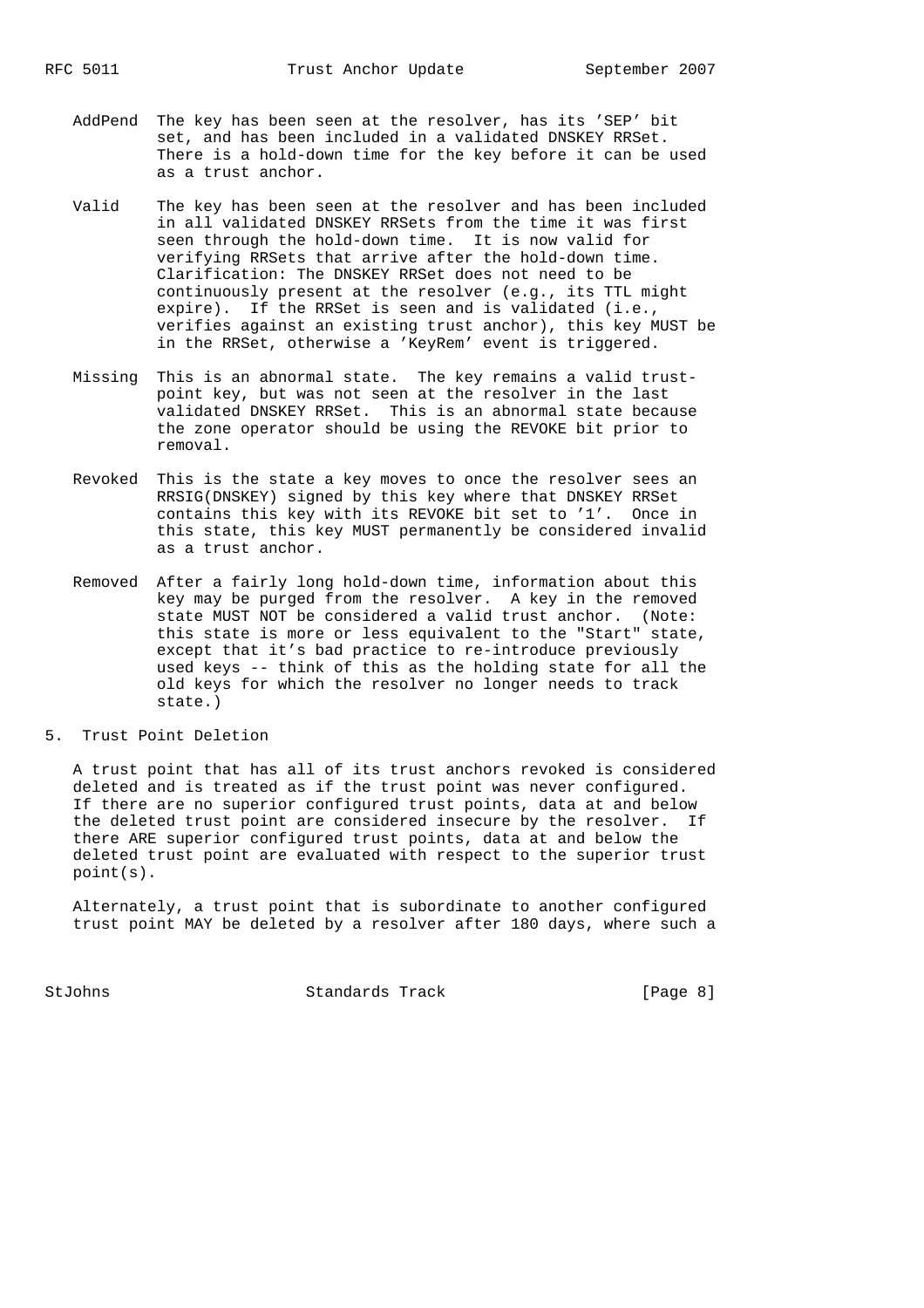AddPend
: The key has been seen at the resolver, has its 'SEP' bit set, and has been included in a validated DNSKEY RRSet. There is a hold-down time for the key before it can be used as a trust anchor.

Valid
: The key has been seen at the resolver and has been included in all validated DNSKEY RRSets from the time it was first seen through the hold-down time. It is now valid for verifying RRSets that arrive after the hold-down time. Clarification: The DNSKEY RRSet does not need to be continuously present at the resolver (e.g., its TTL might expire). If the RRSet is seen and is validated (i.e., verifies against an existing trust anchor), this key MUST be in the RRSet, otherwise a 'KeyRem' event is triggered.

Missing
: This is an abnormal state. The key remains a valid trust-point key, but was not seen at the resolver in the last validated DNSKEY RRSet. This is an abnormal state because the zone operator should be using the REVOKE bit prior to removal.

Revoked
: This is the state a key moves to once the resolver sees an RRSIG(DNSKEY) signed by this key where that DNSKEY RRSet contains this key with its REVOKE bit set to '1'. Once in this state, this key MUST permanently be considered invalid as a trust anchor.

Removed
: After a fairly long hold-down time, information about this key may be purged from the resolver. A key in the removed state MUST NOT be considered a valid trust anchor. (Note: this state is more or less equivalent to the "Start" state, except that it's bad practice to re-introduce previously used keys -- think of this as the holding state for all the old keys for which the resolver no longer needs to track state.)

## 5. Trust Point Deletion

A trust point that has all of its trust anchors revoked is considered deleted and is treated as if the trust point was never configured. If there are no superior configured trust points, data at and below the deleted trust point are considered insecure by the resolver. If there ARE superior configured trust points, data at and below the deleted trust point are evaluated with respect to the superior trust point(s).

Alternately, a trust point that is subordinate to another configured trust point MAY be deleted by a resolver after 180 days, where such a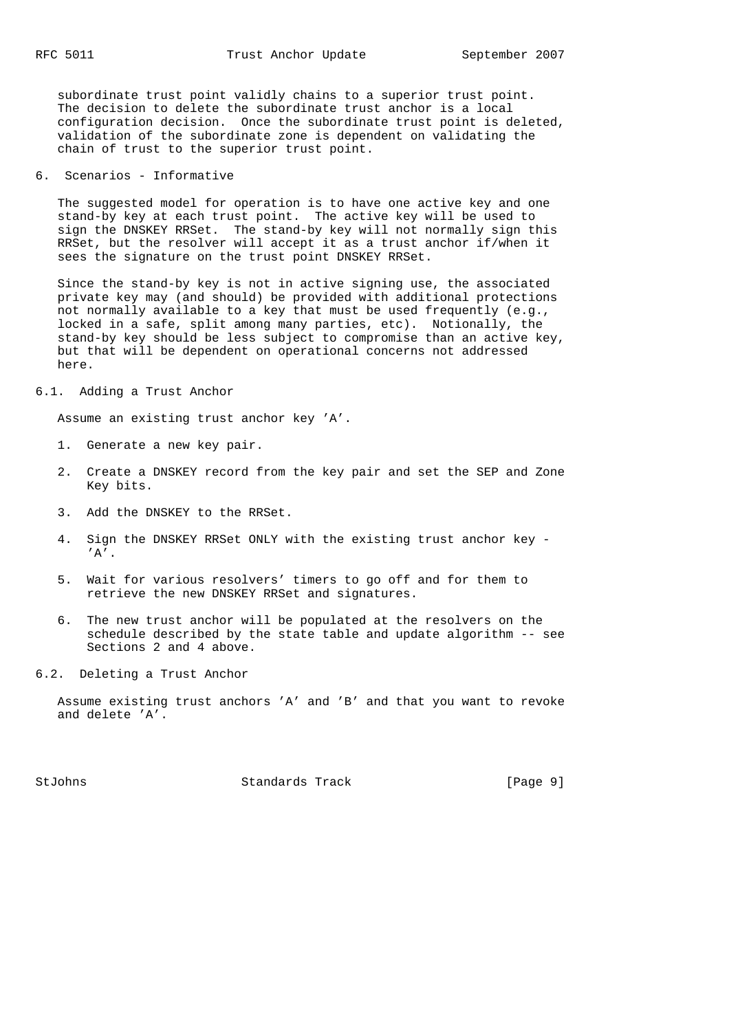subordinate trust point validly chains to a superior trust point. The decision to delete the subordinate trust anchor is a local configuration decision. Once the subordinate trust point is deleted, validation of the subordinate zone is dependent on validating the chain of trust to the superior trust point.

## 6. Scenarios - Informative

The suggested model for operation is to have one active key and one stand-by key at each trust point. The active key will be used to sign the DNSKEY RRSet. The stand-by key will not normally sign this RRSet, but the resolver will accept it as a trust anchor if/when it sees the signature on the trust point DNSKEY RRSet.

Since the stand-by key is not in active signing use, the associated private key may (and should) be provided with additional protections not normally available to a key that must be used frequently (e.g., locked in a safe, split among many parties, etc). Notionally, the stand-by key should be less subject to compromise than an active key, but that will be dependent on operational concerns not addressed here.

### 6.1. Adding a Trust Anchor

Assume an existing trust anchor key 'A'.

1. Generate a new key pair.

2. Create a DNSKEY record from the key pair and set the SEP and Zone Key bits.

3. Add the DNSKEY to the RRSet.

4. Sign the DNSKEY RRSet ONLY with the existing trust anchor key - 'A'.

5. Wait for various resolvers' timers to go off and for them to retrieve the new DNSKEY RRSet and signatures.

6. The new trust anchor will be populated at the resolvers on the schedule described by the state table and update algorithm -- see Sections 2 and 4 above.

### 6.2. Deleting a Trust Anchor

Assume existing trust anchors 'A' and 'B' and that you want to revoke and delete 'A'.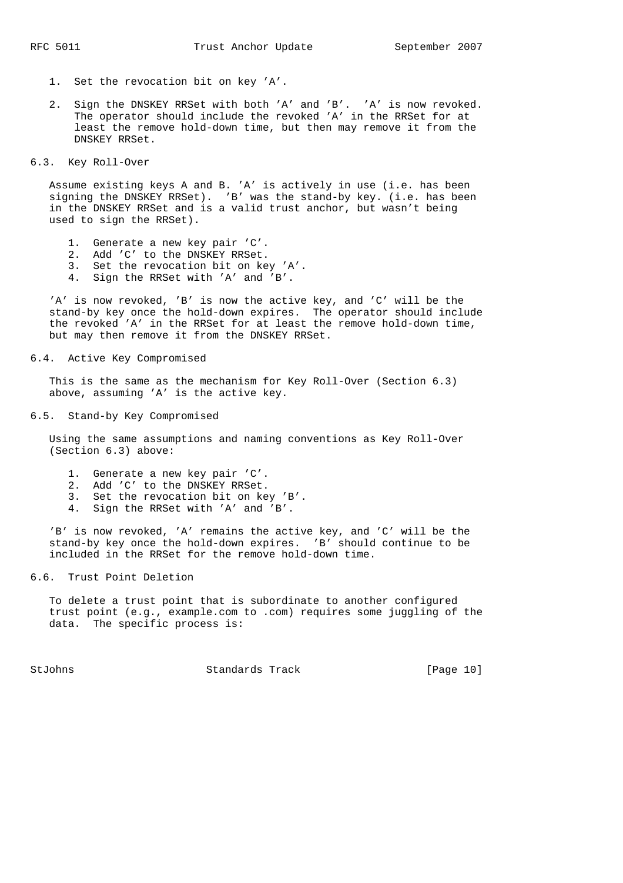1. Set the revocation bit on key 'A'.

2. Sign the DNSKEY RRSet with both 'A' and 'B'. 'A' is now revoked. The operator should include the revoked 'A' in the RRSet for at least the remove hold-down time, but then may remove it from the DNSKEY RRSet.

### 6.3. Key Roll-Over

Assume existing keys A and B. 'A' is actively in use (i.e. has been signing the DNSKEY RRSet). 'B' was the stand-by key. (i.e. has been in the DNSKEY RRSet and is a valid trust anchor, but wasn't being used to sign the RRSet).

1. Generate a new key pair 'C'.
2. Add 'C' to the DNSKEY RRSet.
3. Set the revocation bit on key 'A'.
4. Sign the RRSet with 'A' and 'B'.

'A' is now revoked, 'B' is now the active key, and 'C' will be the stand-by key once the hold-down expires. The operator should include the revoked 'A' in the RRSet for at least the remove hold-down time, but may then remove it from the DNSKEY RRSet.

### 6.4. Active Key Compromised

This is the same as the mechanism for Key Roll-Over (Section 6.3) above, assuming 'A' is the active key.

### 6.5. Stand-by Key Compromised

Using the same assumptions and naming conventions as Key Roll-Over (Section 6.3) above:

1. Generate a new key pair 'C'.
2. Add 'C' to the DNSKEY RRSet.
3. Set the revocation bit on key 'B'.
4. Sign the RRSet with 'A' and 'B'.

'B' is now revoked, 'A' remains the active key, and 'C' will be the stand-by key once the hold-down expires. 'B' should continue to be included in the RRSet for the remove hold-down time.

### 6.6. Trust Point Deletion

To delete a trust point that is subordinate to another configured trust point (e.g., example.com to .com) requires some juggling of the data. The specific process is: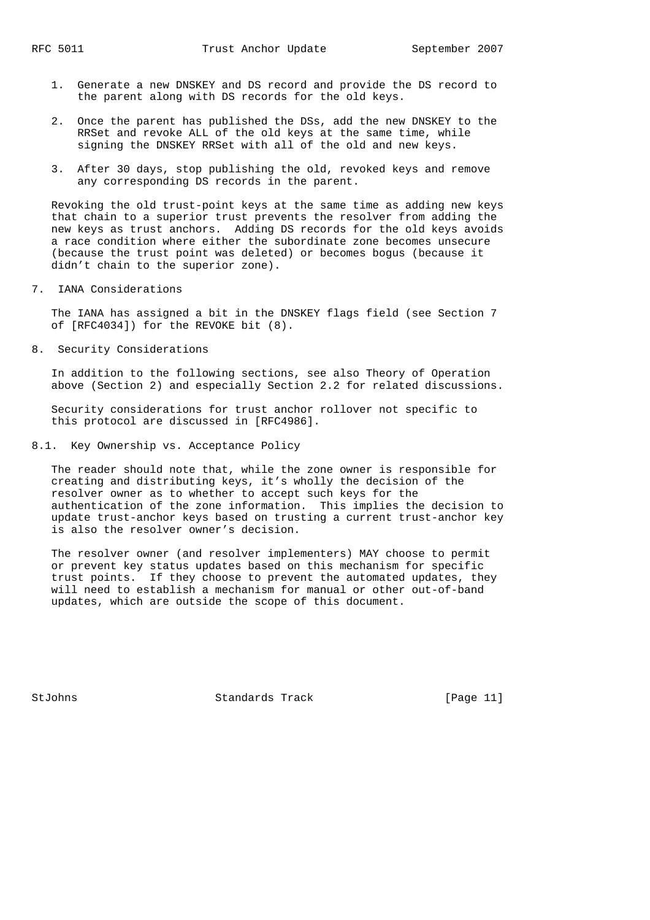1. Generate a new DNSKEY and DS record and provide the DS record to the parent along with DS records for the old keys.

2. Once the parent has published the DSs, add the new DNSKEY to the RRSet and revoke ALL of the old keys at the same time, while signing the DNSKEY RRSet with all of the old and new keys.

3. After 30 days, stop publishing the old, revoked keys and remove any corresponding DS records in the parent.

Revoking the old trust-point keys at the same time as adding new keys that chain to a superior trust prevents the resolver from adding the new keys as trust anchors. Adding DS records for the old keys avoids a race condition where either the subordinate zone becomes unsecure (because the trust point was deleted) or becomes bogus (because it didn't chain to the superior zone).

## 7. IANA Considerations

The IANA has assigned a bit in the DNSKEY flags field (see Section 7 of [RFC4034]) for the REVOKE bit (8).

## 8. Security Considerations

In addition to the following sections, see also Theory of Operation above (Section 2) and especially Section 2.2 for related discussions.

Security considerations for trust anchor rollover not specific to this protocol are discussed in [RFC4986].

### 8.1. Key Ownership vs. Acceptance Policy

The reader should note that, while the zone owner is responsible for creating and distributing keys, it's wholly the decision of the resolver owner as to whether to accept such keys for the authentication of the zone information. This implies the decision to update trust-anchor keys based on trusting a current trust-anchor key is also the resolver owner's decision.

The resolver owner (and resolver implementers) MAY choose to permit or prevent key status updates based on this mechanism for specific trust points. If they choose to prevent the automated updates, they will need to establish a mechanism for manual or other out-of-band updates, which are outside the scope of this document.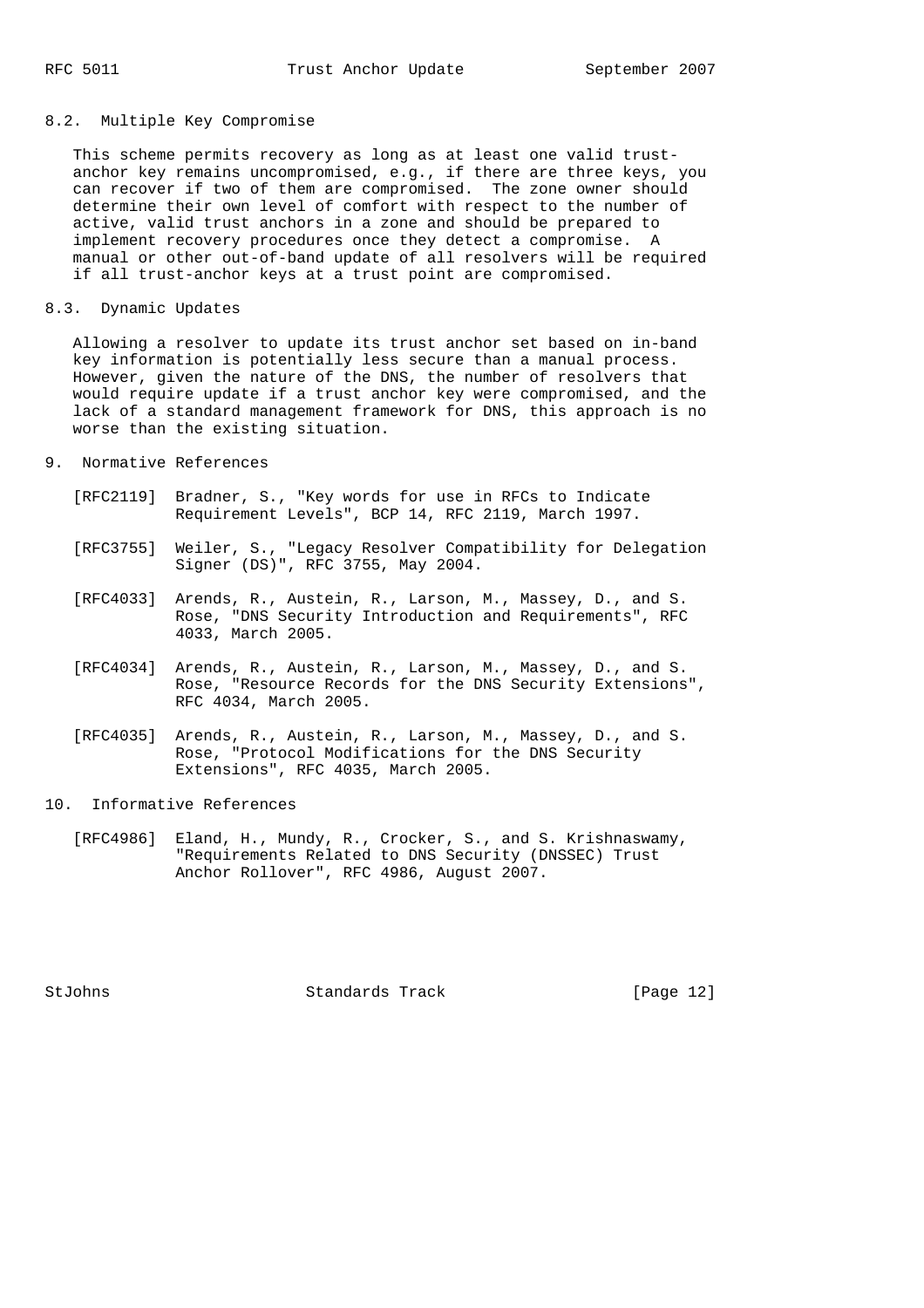### 8.2. Multiple Key Compromise

This scheme permits recovery as long as at least one valid trust-anchor key remains uncompromised, e.g., if there are three keys, you can recover if two of them are compromised. The zone owner should determine their own level of comfort with respect to the number of active, valid trust anchors in a zone and should be prepared to implement recovery procedures once they detect a compromise. A manual or other out-of-band update of all resolvers will be required if all trust-anchor keys at a trust point are compromised.

### 8.3. Dynamic Updates

Allowing a resolver to update its trust anchor set based on in-band key information is potentially less secure than a manual process. However, given the nature of the DNS, the number of resolvers that would require update if a trust anchor key were compromised, and the lack of a standard management framework for DNS, this approach is no worse than the existing situation.

## 9. Normative References

[RFC2119] Bradner, S., "Key words for use in RFCs to Indicate Requirement Levels", BCP 14, RFC 2119, March 1997.

[RFC3755] Weiler, S., "Legacy Resolver Compatibility for Delegation Signer (DS)", RFC 3755, May 2004.

[RFC4033] Arends, R., Austein, R., Larson, M., Massey, D., and S. Rose, "DNS Security Introduction and Requirements", RFC 4033, March 2005.

[RFC4034] Arends, R., Austein, R., Larson, M., Massey, D., and S. Rose, "Resource Records for the DNS Security Extensions", RFC 4034, March 2005.

[RFC4035] Arends, R., Austein, R., Larson, M., Massey, D., and S. Rose, "Protocol Modifications for the DNS Security Extensions", RFC 4035, March 2005.

## 10. Informative References

[RFC4986] Eland, H., Mundy, R., Crocker, S., and S. Krishnaswamy, "Requirements Related to DNS Security (DNSSEC) Trust Anchor Rollover", RFC 4986, August 2007.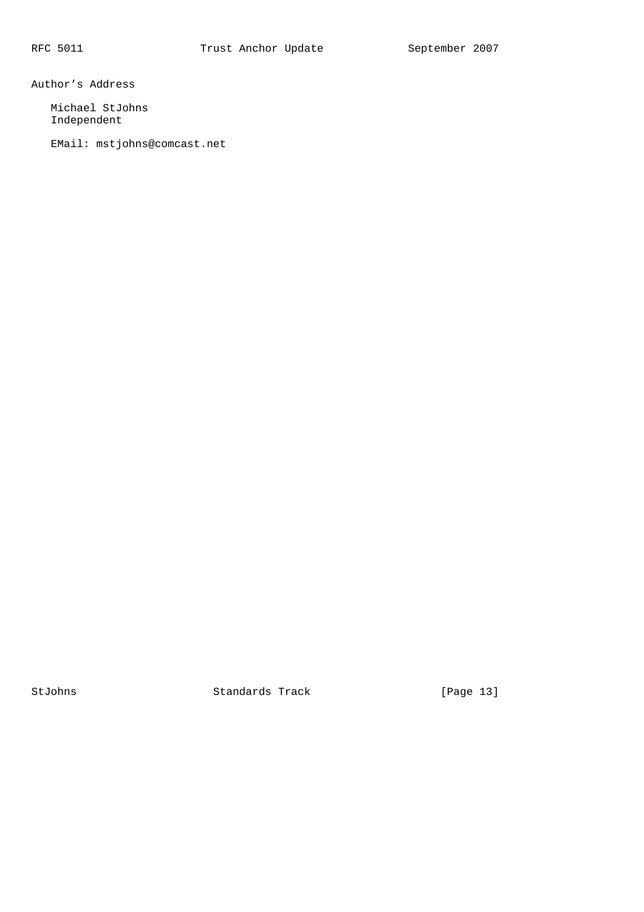## Author's Address

Michael StJohns
Independent

EMail: mstjohns@comcast.net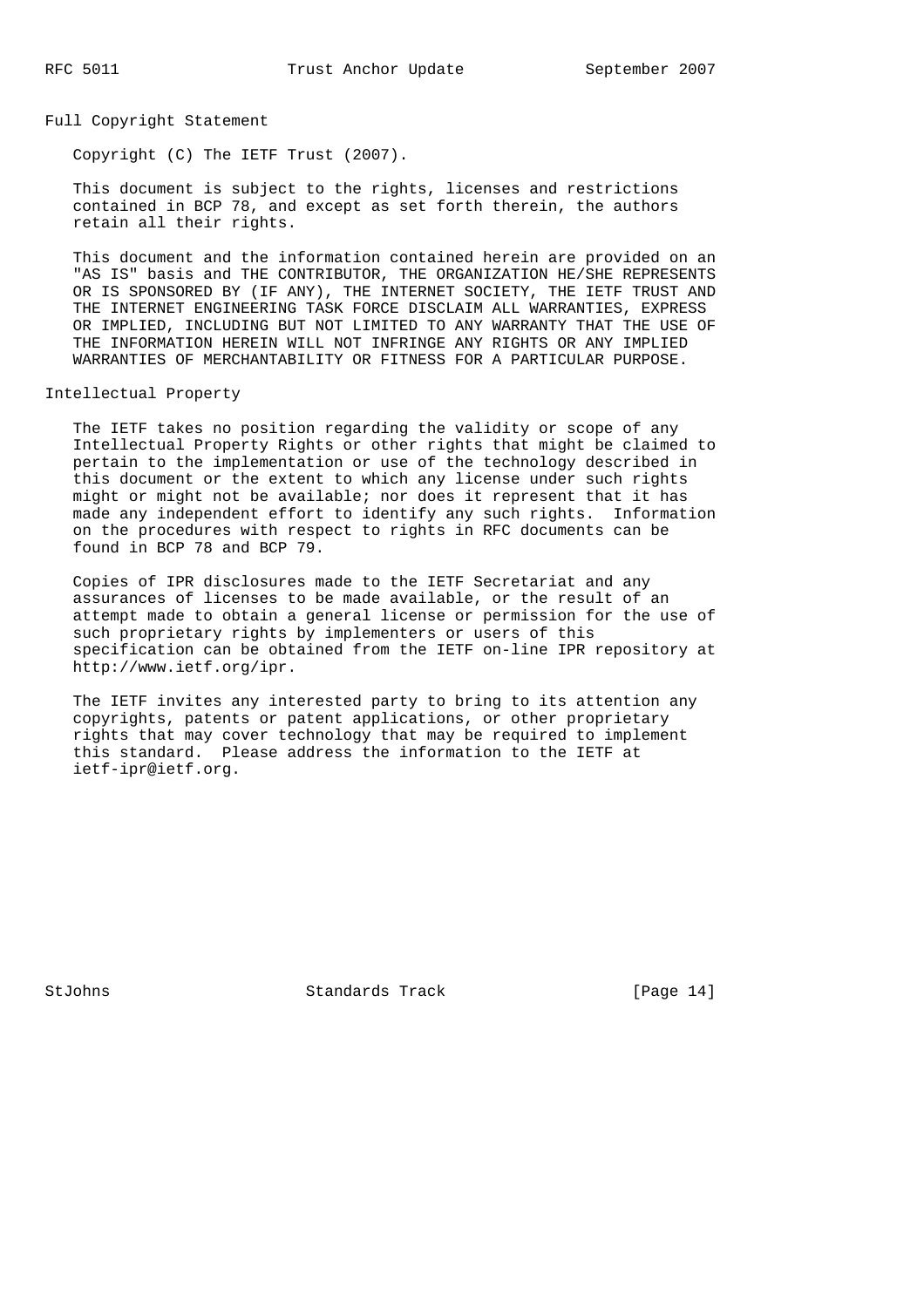## Full Copyright Statement

Copyright (C) The IETF Trust (2007).

This document is subject to the rights, licenses and restrictions contained in BCP 78, and except as set forth therein, the authors retain all their rights.

This document and the information contained herein are provided on an "AS IS" basis and THE CONTRIBUTOR, THE ORGANIZATION HE/SHE REPRESENTS OR IS SPONSORED BY (IF ANY), THE INTERNET SOCIETY, THE IETF TRUST AND THE INTERNET ENGINEERING TASK FORCE DISCLAIM ALL WARRANTIES, EXPRESS OR IMPLIED, INCLUDING BUT NOT LIMITED TO ANY WARRANTY THAT THE USE OF THE INFORMATION HEREIN WILL NOT INFRINGE ANY RIGHTS OR ANY IMPLIED WARRANTIES OF MERCHANTABILITY OR FITNESS FOR A PARTICULAR PURPOSE.

## Intellectual Property

The IETF takes no position regarding the validity or scope of any Intellectual Property Rights or other rights that might be claimed to pertain to the implementation or use of the technology described in this document or the extent to which any license under such rights might or might not be available; nor does it represent that it has made any independent effort to identify any such rights. Information on the procedures with respect to rights in RFC documents can be found in BCP 78 and BCP 79.

Copies of IPR disclosures made to the IETF Secretariat and any assurances of licenses to be made available, or the result of an attempt made to obtain a general license or permission for the use of such proprietary rights by implementers or users of this specification can be obtained from the IETF on-line IPR repository at http://www.ietf.org/ipr.

The IETF invites any interested party to bring to its attention any copyrights, patents or patent applications, or other proprietary rights that may cover technology that may be required to implement this standard. Please address the information to the IETF at ietf-ipr@ietf.org.